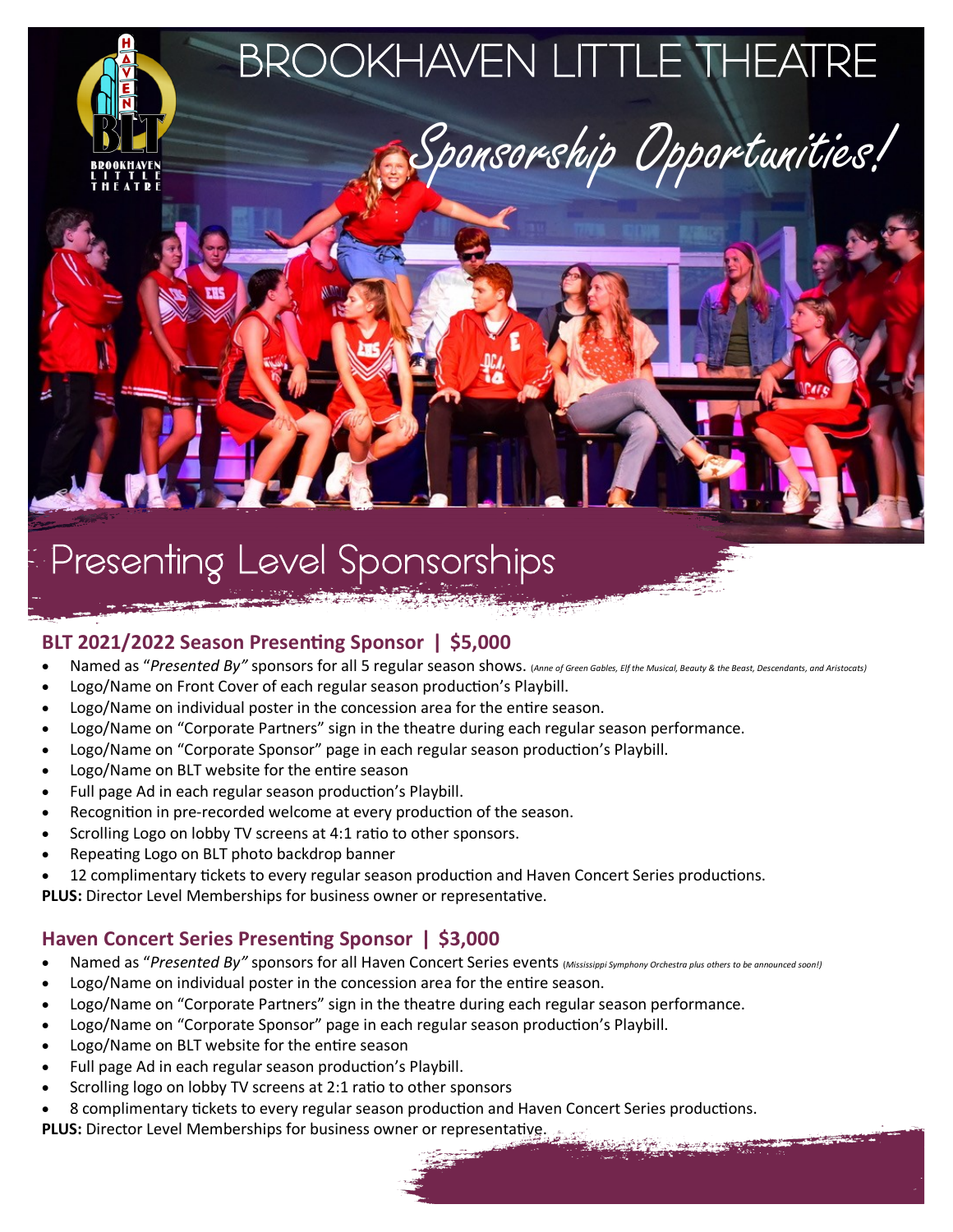# BROOKHAVEN LITTLE THEATRE

## Sponsorship Opportunities!

## Presenting Level Sponsorships

### BLT 2021/2022 Season Presenting Sponsor | $5,000

- Named as "*Presented By"* sponsors for all 5 regular season shows. (*Anne of Green Gables, Elf the Musical, Beauty & the Beast, Descendants, and Aristocats)*
- Logo/Name on Front Cover of each regular season production's Playbill.
- Logo/Name on individual poster in the concession area for the entire season.
- Logo/Name on "Corporate Partners" sign in the theatre during each regular season performance.
- Logo/Name on "Corporate Sponsor" page in each regular season production's Playbill.
- Logo/Name on BLT website for the entire season
- Full page Ad in each regular season production's Playbill.
- Recognition in pre-recorded welcome at every production of the season.
- Scrolling Logo on lobby TV screens at 4:1 ratio to other sponsors.
- Repeating Logo on BLT photo backdrop banner
- 12 complimentary tickets to every regular season production and Haven Concert Series productions.

**PLUS:** Director Level Memberships for business owner or representative.

### Haven Concert Series Presenting Sponsor | $3,000

- Named as "*Presented By"* sponsors for all Haven Concert Series events (*Mississippi Symphony Orchestra plus others to be announced soon!)*
- Logo/Name on individual poster in the concession area for the entire season.
- Logo/Name on "Corporate Partners" sign in the theatre during each regular season performance.
- Logo/Name on "Corporate Sponsor" page in each regular season production's Playbill.
- Logo/Name on BLT website for the entire season
- Full page Ad in each regular season production's Playbill.
- Scrolling logo on lobby TV screens at 2:1 ratio to other sponsors
- 8 complimentary tickets to every regular season production and Haven Concert Series productions.

**PLUS:** Director Level Memberships for business owner or representative.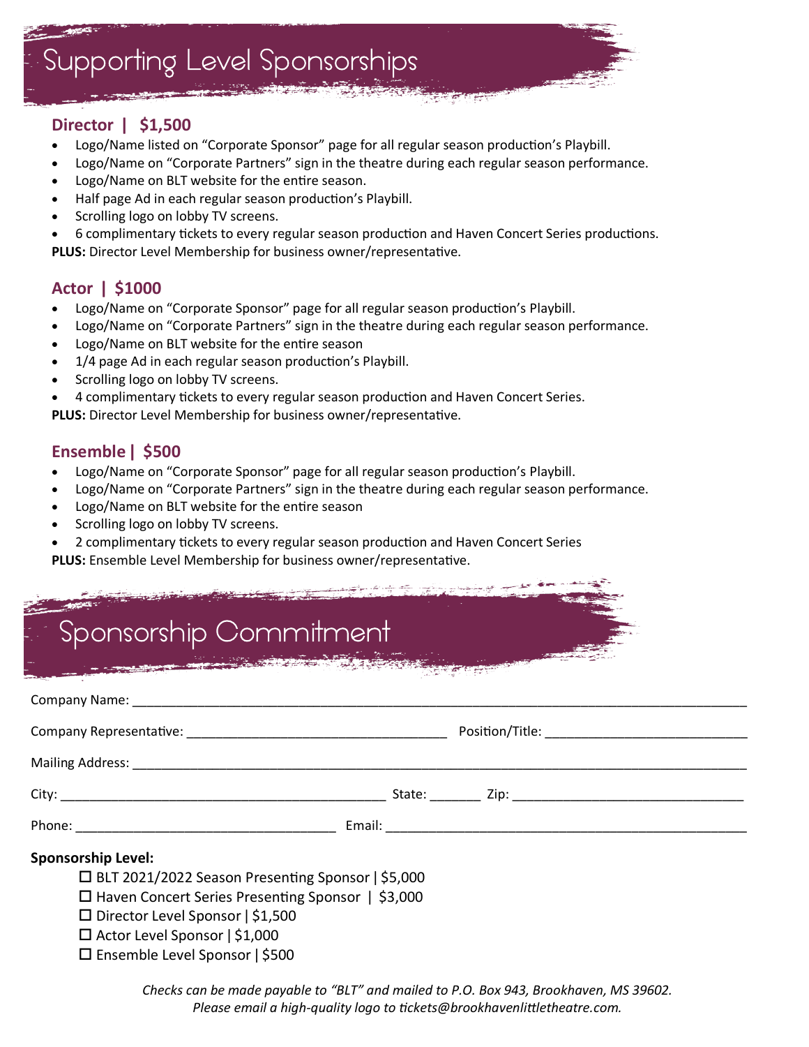# Supporting Level Sponsorships

### Director | $1,500

- Logo/Name listed on “Corporate Sponsor” page for all regular season production’s Playbill.
- Logo/Name on “Corporate Partners” sign in the theatre during each regular season performance.
- Logo/Name on BLT website for the entire season.
- Half page Ad in each regular season production’s Playbill.
- Scrolling logo on lobby TV screens.
- 6 complimentary tickets to every regular season production and Haven Concert Series productions.

**PLUS:** Director Level Membership for business owner/representative.

### Actor | $1000

- Logo/Name on “Corporate Sponsor” page for all regular season production’s Playbill.
- Logo/Name on “Corporate Partners” sign in the theatre during each regular season performance.
- Logo/Name on BLT website for the entire season
- 1/4 page Ad in each regular season production’s Playbill.
- Scrolling logo on lobby TV screens.
- 4 complimentary tickets to every regular season production and Haven Concert Series.

**PLUS:** Director Level Membership for business owner/representative.

### Ensemble | $500

- Logo/Name on “Corporate Sponsor” page for all regular season production’s Playbill.
- Logo/Name on “Corporate Partners” sign in the theatre during each regular season performance.
- Logo/Name on BLT website for the entire season
- Scrolling logo on lobby TV screens.
- 2 complimentary tickets to every regular season production and Haven Concert Series

**PLUS:** Ensemble Level Membership for business owner/representative.

# Sponsorship Commitment

Company Name: ____________________________________________

Company Representative: ______________________ Position/Title: ______________________

Mailing Address: ____________________________________________

City: ______________________ State: _______ Zip: ______________________

Phone: ______________________ Email: ______________________

**Sponsorship Level:**

☐ BLT 2021/2022 Season Presenting Sponsor | $5,000
☐ Haven Concert Series Presenting Sponsor | $3,000
☐ Director Level Sponsor | $1,500
☐ Actor Level Sponsor | $1,000
☐ Ensemble Level Sponsor | $500

*Checks can be made payable to “BLT” and mailed to P.O. Box 943, Brookhaven, MS 39602.*
*Please email a high-quality logo to tickets@brookhavenlittletheatre.com.*